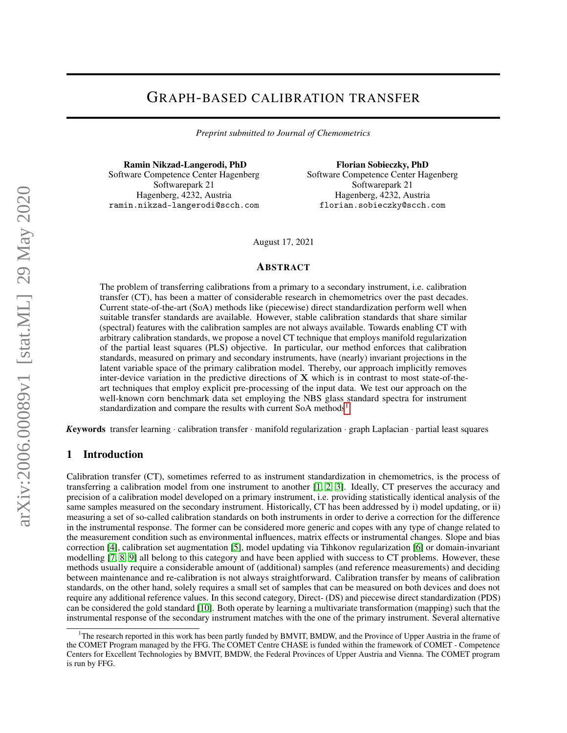# Graph-based calibration transfer

*Preprint submitted to Journal of Chemometrics*

**Ramin Nikzad-Langerodi, PhD**
Software Competence Center Hagenberg
Softwarepark 21
Hagenberg, 4232, Austria
ramin.nikzad-langerodi@scch.com

**Florian Sobieczky, PhD**
Software Competence Center Hagenberg
Softwarepark 21
Hagenberg, 4232, Austria
florian.sobieczky@scch.com

August 17, 2021

## Abstract

The problem of transferring calibrations from a primary to a secondary instrument, i.e. calibration transfer (CT), has been a matter of considerable research in chemometrics over the past decades. Current state-of-the-art (SoA) methods like (piecewise) direct standardization perform well when suitable transfer standards are available. However, stable calibration standards that share similar (spectral) features with the calibration samples are not always available. Towards enabling CT with arbitrary calibration standards, we propose a novel CT technique that employs manifold regularization of the partial least squares (PLS) objective. In particular, our method enforces that calibration standards, measured on primary and secondary instruments, have (nearly) invariant projections in the latent variable space of the primary calibration model. Thereby, our approach implicitly removes inter-device variation in the predictive directions of $\mathbf{X}$ which is in contrast to most state-of-the-art techniques that employ explicit pre-processing of the input data. We test our approach on the well-known corn benchmark data set employing the NBS glass standard spectra for instrument standardization and compare the results with current SoA methods[1].

***Keywords*** transfer learning · calibration transfer · manifold regularization · graph Laplacian · partial least squares

## 1 Introduction

Calibration transfer (CT), sometimes referred to as instrument standardization in chemometrics, is the process of transferring a calibration model from one instrument to another [1, 2, 3]. Ideally, CT preserves the accuracy and precision of a calibration model developed on a primary instrument, i.e. providing statistically identical analysis of the same samples measured on the secondary instrument. Historically, CT has been addressed by i) model updating, or ii) measuring a set of so-called calibration standards on both instruments in order to derive a correction for the difference in the instrumental response. The former can be considered more generic and copes with any type of change related to the measurement condition such as environmental influences, matrix effects or instrumental changes. Slope and bias correction [4], calibration set augmentation [5], model updating via Tikhonov regularization [6] or domain-invariant modelling [7, 8, 9] all belong to this category and have been applied with success to CT problems. However, these methods usually require a considerable amount of (additional) samples (and reference measurements) and deciding between maintenance and re-calibration is not always straightforward. Calibration transfer by means of calibration standards, on the other hand, solely requires a small set of samples that can be measured on both devices and does not require any additional reference values. In this second category, Direct- (DS) and piecewise direct standardization (PDS) can be considered the gold standard [10]. Both operate by learning a multivariate transformation (mapping) such that the instrumental response of the secondary instrument matches with the one of the primary instrument. Several alternative

[1] The research reported in this work has been partly funded by BMVIT, BMDW, and the Province of Upper Austria in the frame of the COMET Program managed by the FFG. The COMET Centre CHASE is funded within the framework of COMET - Competence Centers for Excellent Technologies by BMVIT, BMDW, the Federal Provinces of Upper Austria and Vienna. The COMET program is run by FFG.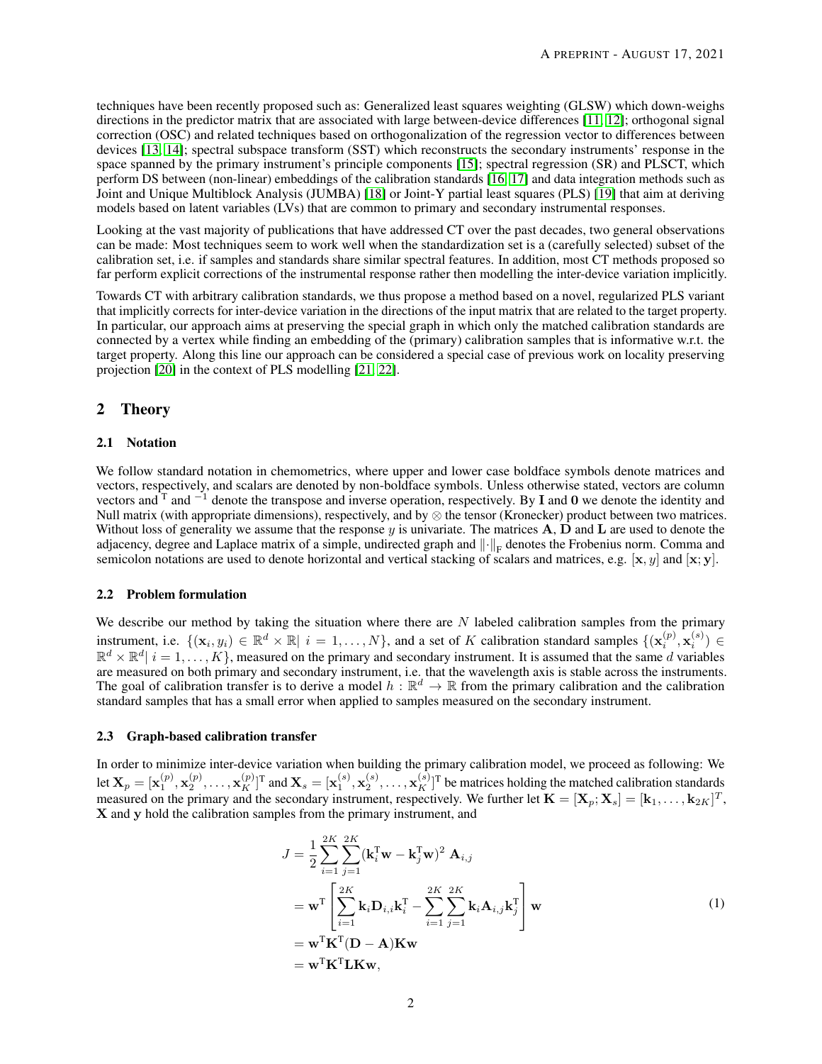techniques have been recently proposed such as: Generalized least squares weighting (GLSW) which down-weighs directions in the predictor matrix that are associated with large between-device differences [11, 12]; orthogonal signal correction (OSC) and related techniques based on orthogonalization of the regression vector to differences between devices [13, 14]; spectral subspace transform (SST) which reconstructs the secondary instruments' response in the space spanned by the primary instrument's principle components [15]; spectral regression (SR) and PLSCT, which perform DS between (non-linear) embeddings of the calibration standards [16, 17] and data integration methods such as Joint and Unique Multiblock Analysis (JUMBA) [18] or Joint-Y partial least squares (PLS) [19] that aim at deriving models based on latent variables (LVs) that are common to primary and secondary instrumental responses.

Looking at the vast majority of publications that have addressed CT over the past decades, two general observations can be made: Most techniques seem to work well when the standardization set is a (carefully selected) subset of the calibration set, i.e. if samples and standards share similar spectral features. In addition, most CT methods proposed so far perform explicit corrections of the instrumental response rather then modelling the inter-device variation implicitly.

Towards CT with arbitrary calibration standards, we thus propose a method based on a novel, regularized PLS variant that implicitly corrects for inter-device variation in the directions of the input matrix that are related to the target property. In particular, our approach aims at preserving the special graph in which only the matched calibration standards are connected by a vertex while finding an embedding of the (primary) calibration samples that is informative w.r.t. the target property. Along this line our approach can be considered a special case of previous work on locality preserving projection [20] in the context of PLS modelling [21, 22].

## 2 Theory

### 2.1 Notation

We follow standard notation in chemometrics, where upper and lower case boldface symbols denote matrices and vectors, respectively, and scalars are denoted by non-boldface symbols. Unless otherwise stated, vectors are column vectors and $^{\mathrm{T}}$ and $^{-1}$ denote the transpose and inverse operation, respectively. By $\mathbf{I}$ and $\mathbf{0}$ we denote the identity and Null matrix (with appropriate dimensions), respectively, and by $\otimes$ the tensor (Kronecker) product between two matrices. Without loss of generality we assume that the response $y$ is univariate. The matrices $\mathbf{A}$, $\mathbf{D}$ and $\mathbf{L}$ are used to denote the adjacency, degree and Laplace matrix of a simple, undirected graph and $\|\cdot\|_{\mathrm{F}}$ denotes the Frobenius norm. Comma and semicolon notations are used to denote horizontal and vertical stacking of scalars and matrices, e.g. $[\mathbf{x}, y]$ and $[\mathbf{x}; \mathbf{y}]$.

### 2.2 Problem formulation

We describe our method by taking the situation where there are $N$ labeled calibration samples from the primary instrument, i.e. $\{(\mathbf{x}_i, y_i) \in \mathbb{R}^d \times \mathbb{R} |\ i = 1, \ldots, N\}$, and a set of $K$ calibration standard samples $\{(\mathbf{x}_i^{(p)}, \mathbf{x}_i^{(s)}) \in \mathbb{R}^d \times \mathbb{R}^d |\ i = 1, \ldots, K\}$, measured on the primary and secondary instrument. It is assumed that the same $d$ variables are measured on both primary and secondary instrument, i.e. that the wavelength axis is stable across the instruments. The goal of calibration transfer is to derive a model $h : \mathbb{R}^d \to \mathbb{R}$ from the primary calibration and the calibration standard samples that has a small error when applied to samples measured on the secondary instrument.

### 2.3 Graph-based calibration transfer

In order to minimize inter-device variation when building the primary calibration model, we proceed as following: We let $\mathbf{X}_p = [\mathbf{x}_1^{(p)}, \mathbf{x}_2^{(p)}, \ldots, \mathbf{x}_K^{(p)}]^{\mathrm{T}}$ and $\mathbf{X}_s = [\mathbf{x}_1^{(s)}, \mathbf{x}_2^{(s)}, \ldots, \mathbf{x}_K^{(s)}]^{\mathrm{T}}$ be matrices holding the matched calibration standards measured on the primary and the secondary instrument, respectively. We further let $\mathbf{K} = [\mathbf{X}_p; \mathbf{X}_s] = [\mathbf{k}_1, \ldots, \mathbf{k}_{2K}]^T$, $\mathbf{X}$ and $\mathbf{y}$ hold the calibration samples from the primary instrument, and

$$
\begin{aligned}
J &= \frac{1}{2} \sum_{i=1}^{2K} \sum_{j=1}^{2K} (\mathbf{k}_i^{\mathrm{T}} \mathbf{w} - \mathbf{k}_j^{\mathrm{T}} \mathbf{w})^2 \ \mathbf{A}_{i,j} \\
&= \mathbf{w}^{\mathrm{T}} \left[ \sum_{i=1}^{2K} \mathbf{k}_i \mathbf{D}_{i,i} \mathbf{k}_i^{\mathrm{T}} - \sum_{i=1}^{2K} \sum_{j=1}^{2K} \mathbf{k}_i \mathbf{A}_{i,j} \mathbf{k}_j^{\mathrm{T}} \right] \mathbf{w} \\
&= \mathbf{w}^{\mathrm{T}} \mathbf{K}^{\mathrm{T}} (\mathbf{D} - \mathbf{A}) \mathbf{K} \mathbf{w} \\
&= \mathbf{w}^{\mathrm{T}} \mathbf{K}^{\mathrm{T}} \mathbf{L} \mathbf{K} \mathbf{w},
\end{aligned}
\tag{1}
$$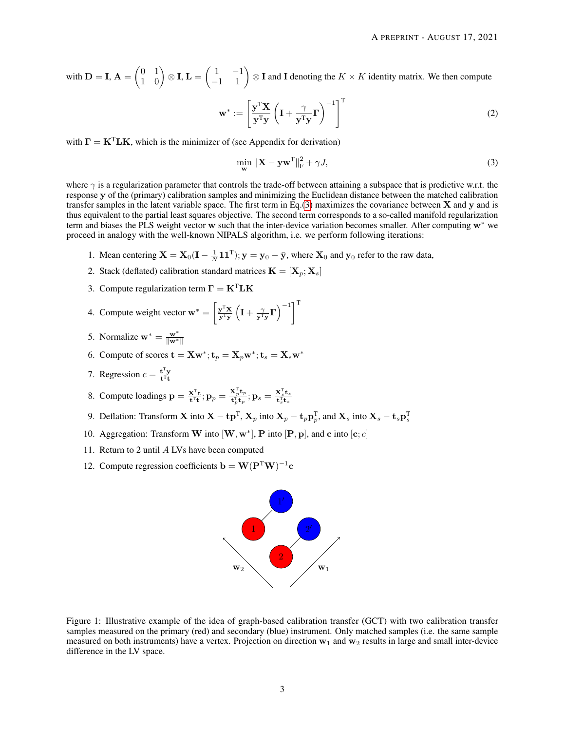with $\mathbf{D} = \mathbf{I}$, $\mathbf{A} = \begin{pmatrix} 0 & 1 \\ 1 & 0 \end{pmatrix} \otimes \mathbf{I}$, $\mathbf{L} = \begin{pmatrix} 1 & -1 \\ -1 & 1 \end{pmatrix} \otimes \mathbf{I}$ and $\mathbf{I}$ denoting the $K \times K$ identity matrix. We then compute

$$\mathbf{w}^* := \left[ \frac{\mathbf{y}^{\mathrm{T}}\mathbf{X}}{\mathbf{y}^{\mathrm{T}}\mathbf{y}} \left( \mathbf{I} + \frac{\gamma}{\mathbf{y}^{\mathrm{T}}\mathbf{y}} \mathbf{\Gamma} \right)^{-1} \right]^{\mathrm{T}} \tag{2}$$

with $\mathbf{\Gamma} = \mathbf{K}^{\mathrm{T}}\mathbf{L}\mathbf{K}$, which is the minimizer of (see Appendix for derivation)

$$\min_{\mathbf{w}} \|\mathbf{X} - \mathbf{y}\mathbf{w}^{\mathrm{T}}\|_{\mathrm{F}}^2 + \gamma J, \tag{3}$$

where $\gamma$ is a regularization parameter that controls the trade-off between attaining a subspace that is predictive w.r.t. the response $\mathbf{y}$ of the (primary) calibration samples and minimizing the Euclidean distance between the matched calibration transfer samples in the latent variable space. The first term in Eq.(3) maximizes the covariance between $\mathbf{X}$ and $\mathbf{y}$ and is thus equivalent to the partial least squares objective. The second term corresponds to a so-called manifold regularization term and biases the PLS weight vector $\mathbf{w}$ such that the inter-device variation becomes smaller. After computing $\mathbf{w}^*$ we proceed in analogy with the well-known NIPALS algorithm, i.e. we perform following iterations:

1. Mean centering $\mathbf{X} = \mathbf{X}_0(\mathbf{I} - \frac{1}{N}\mathbf{1}\mathbf{1}^{\mathrm{T}})$; $\mathbf{y} = \mathbf{y}_0 - \bar{\mathbf{y}}$, where $\mathbf{X}_0$ and $\mathbf{y}_0$ refer to the raw data,
2. Stack (deflated) calibration standard matrices $\mathbf{K} = [\mathbf{X}_p; \mathbf{X}_s]$
3. Compute regularization term $\mathbf{\Gamma} = \mathbf{K}^{\mathrm{T}}\mathbf{L}\mathbf{K}$
4. Compute weight vector $\mathbf{w}^* = \left[ \frac{\mathbf{y}^{\mathrm{T}}\mathbf{X}}{\mathbf{y}^{\mathrm{T}}\mathbf{y}} \left( \mathbf{I} + \frac{\gamma}{\mathbf{y}^{\mathrm{T}}\mathbf{y}} \mathbf{\Gamma} \right)^{-1} \right]^{\mathrm{T}}$
5. Normalize $\mathbf{w}^* = \frac{\mathbf{w}^*}{\|\mathbf{w}^*\|}$
6. Compute of scores $\mathbf{t} = \mathbf{X}\mathbf{w}^*$; $\mathbf{t}_p = \mathbf{X}_p\mathbf{w}^*$; $\mathbf{t}_s = \mathbf{X}_s\mathbf{w}^*$
7. Regression $c = \frac{\mathbf{t}^{\mathrm{T}}\mathbf{y}}{\mathbf{t}^{\mathrm{T}}\mathbf{t}}$
8. Compute loadings $\mathbf{p} = \frac{\mathbf{X}^{\mathrm{T}}\mathbf{t}}{\mathbf{t}^{\mathrm{T}}\mathbf{t}}$; $\mathbf{p}_p = \frac{\mathbf{X}_p^{\mathrm{T}}\mathbf{t}_p}{\mathbf{t}_p^{\mathrm{T}}\mathbf{t}_p}$; $\mathbf{p}_s = \frac{\mathbf{X}_s^{\mathrm{T}}\mathbf{t}_s}{\mathbf{t}_s^{\mathrm{T}}\mathbf{t}_s}$
9. Deflation: Transform $\mathbf{X}$ into $\mathbf{X} - \mathbf{t}\mathbf{p}^{\mathrm{T}}$, $\mathbf{X}_p$ into $\mathbf{X}_p - \mathbf{t}_p\mathbf{p}_p^{\mathrm{T}}$, and $\mathbf{X}_s$ into $\mathbf{X}_s - \mathbf{t}_s\mathbf{p}_s^{\mathrm{T}}$
10. Aggregation: Transform $\mathbf{W}$ into $[\mathbf{W}, \mathbf{w}^*]$, $\mathbf{P}$ into $[\mathbf{P}, \mathbf{p}]$, and $\mathbf{c}$ into $[\mathbf{c}; c]$
11. Return to 2 until $A$ LVs have been computed
12. Compute regression coefficients $\mathbf{b} = \mathbf{W}(\mathbf{P}^{\mathrm{T}}\mathbf{W})^{-1}\mathbf{c}$

Figure 1: Illustrative example of the idea of graph-based calibration transfer (GCT) with two calibration transfer samples measured on the primary (red) and secondary (blue) instrument. Only matched samples (i.e. the same sample measured on both instruments) have a vertex. Projection on direction $\mathbf{w}_1$ and $\mathbf{w}_2$ results in large and small inter-device difference in the LV space.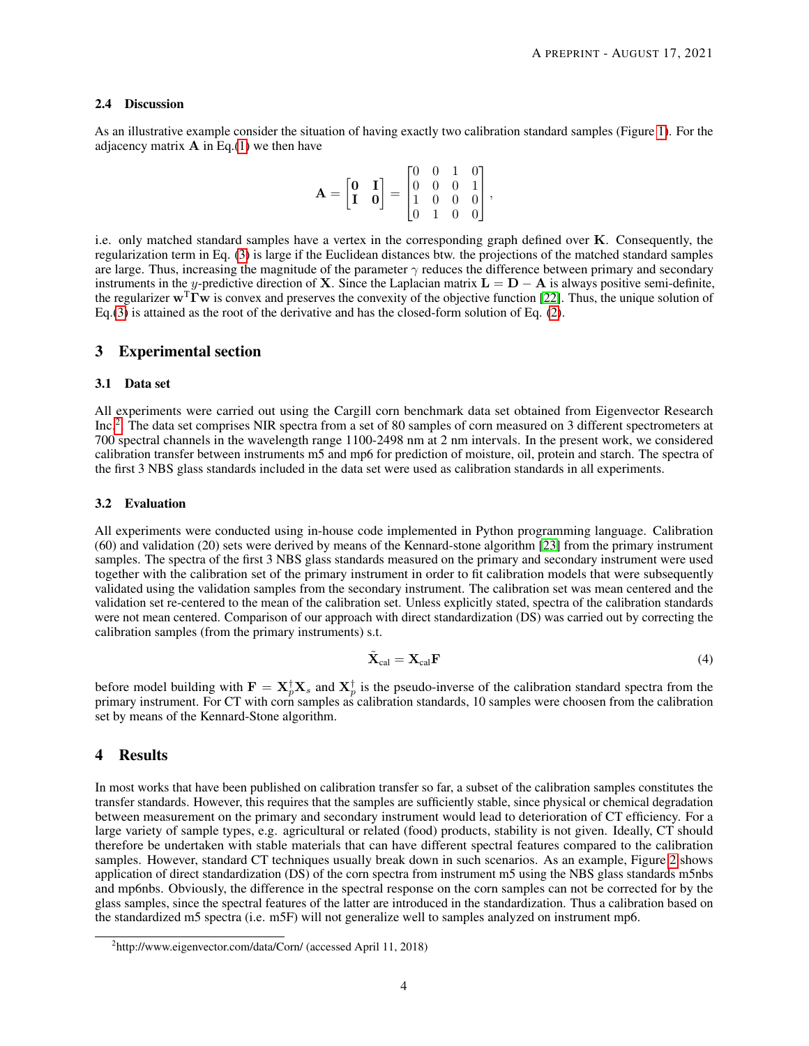### 2.4 Discussion

As an illustrative example consider the situation of having exactly two calibration standard samples (Figure 1). For the adjacency matrix $\mathbf{A}$ in Eq.(1) we then have

$$\mathbf{A} = \begin{bmatrix} \mathbf{0} & \mathbf{I} \\ \mathbf{I} & \mathbf{0} \end{bmatrix} = \begin{bmatrix} 0 & 0 & 1 & 0 \\ 0 & 0 & 0 & 1 \\ 1 & 0 & 0 & 0 \\ 0 & 1 & 0 & 0 \end{bmatrix},$$

i.e. only matched standard samples have a vertex in the corresponding graph defined over $\mathbf{K}$. Consequently, the regularization term in Eq. (3) is large if the Euclidean distances btw. the projections of the matched standard samples are large. Thus, increasing the magnitude of the parameter $\gamma$ reduces the difference between primary and secondary instruments in the $y$-predictive direction of $\mathbf{X}$. Since the Laplacian matrix $\mathbf{L} = \mathbf{D} - \mathbf{A}$ is always positive semi-definite, the regularizer $\mathbf{w}^{\mathsf{T}}\mathbf{\Gamma}\mathbf{w}$ is convex and preserves the convexity of the objective function [22]. Thus, the unique solution of Eq.(3) is attained as the root of the derivative and has the closed-form solution of Eq. (2).

## 3 Experimental section

### 3.1 Data set

All experiments were carried out using the Cargill corn benchmark data set obtained from Eigenvector Research Inc.[2] The data set comprises NIR spectra from a set of 80 samples of corn measured on 3 different spectrometers at 700 spectral channels in the wavelength range 1100-2498 nm at 2 nm intervals. In the present work, we considered calibration transfer between instruments m5 and mp6 for prediction of moisture, oil, protein and starch. The spectra of the first 3 NBS glass standards included in the data set were used as calibration standards in all experiments.

### 3.2 Evaluation

All experiments were conducted using in-house code implemented in Python programming language. Calibration (60) and validation (20) sets were derived by means of the Kennard-stone algorithm [23] from the primary instrument samples. The spectra of the first 3 NBS glass standards measured on the primary and secondary instrument were used together with the calibration set of the primary instrument in order to fit calibration models that were subsequently validated using the validation samples from the secondary instrument. The calibration set was mean centered and the validation set re-centered to the mean of the calibration set. Unless explicitly stated, spectra of the calibration standards were not mean centered. Comparison of our approach with direct standardization (DS) was carried out by correcting the calibration samples (from the primary instruments) s.t.

$$\tilde{\mathbf{X}}_{\text{cal}} = \mathbf{X}_{\text{cal}}\mathbf{F} \tag{4}$$

before model building with $\mathbf{F} = \mathbf{X}_p^{\dagger}\mathbf{X}_s$ and $\mathbf{X}_p^{\dagger}$ is the pseudo-inverse of the calibration standard spectra from the primary instrument. For CT with corn samples as calibration standards, 10 samples were choosen from the calibration set by means of the Kennard-Stone algorithm.

## 4 Results

In most works that have been published on calibration transfer so far, a subset of the calibration samples constitutes the transfer standards. However, this requires that the samples are sufficiently stable, since physical or chemical degradation between measurement on the primary and secondary instrument would lead to deterioration of CT efficiency. For a large variety of sample types, e.g. agricultural or related (food) products, stability is not given. Ideally, CT should therefore be undertaken with stable materials that can have different spectral features compared to the calibration samples. However, standard CT techniques usually break down in such scenarios. As an example, Figure 2 shows application of direct standardization (DS) of the corn spectra from instrument m5 using the NBS glass standards m5nbs and mp6nbs. Obviously, the difference in the spectral response on the corn samples can not be corrected for by the glass samples, since the spectral features of the latter are introduced in the standardization. Thus a calibration based on the standardized m5 spectra (i.e. m5F) will not generalize well to samples analyzed on instrument mp6.

[2] http://www.eigenvector.com/data/Corn/ (accessed April 11, 2018)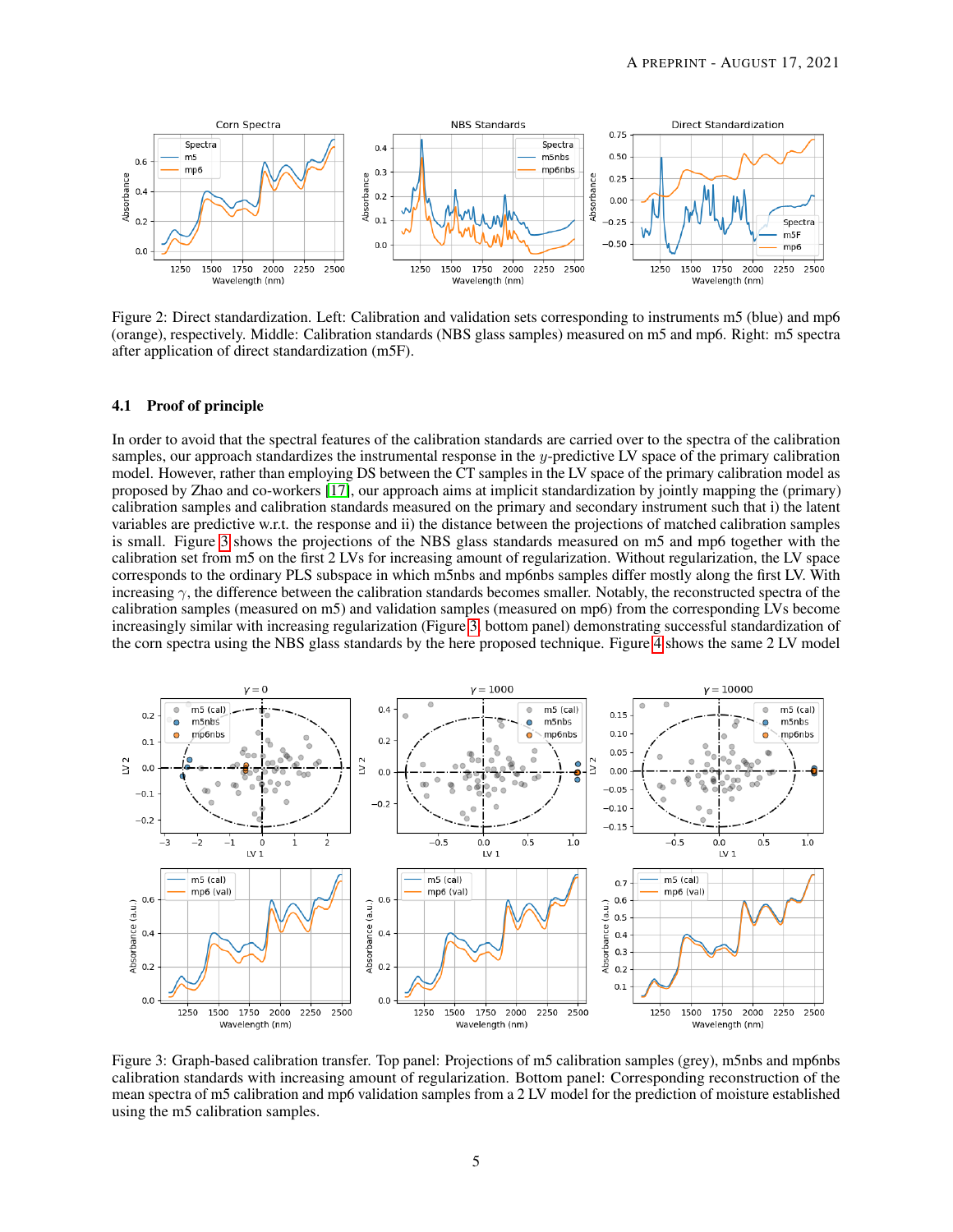Figure 2: Direct standardization. Left: Calibration and validation sets corresponding to instruments m5 (blue) and mp6 (orange), respectively. Middle: Calibration standards (NBS glass samples) measured on m5 and mp6. Right: m5 spectra after application of direct standardization (m5F).

### 4.1 Proof of principle

In order to avoid that the spectral features of the calibration standards are carried over to the spectra of the calibration samples, our approach standardizes the instrumental response in the $y$-predictive LV space of the primary calibration model. However, rather than employing DS between the CT samples in the LV space of the primary calibration model as proposed by Zhao and co-workers [17], our approach aims at implicit standardization by jointly mapping the (primary) calibration samples and calibration standards measured on the primary and secondary instrument such that i) the latent variables are predictive w.r.t. the response and ii) the distance between the projections of matched calibration samples is small. Figure 3 shows the projections of the NBS glass standards measured on m5 and mp6 together with the calibration set from m5 on the first 2 LVs for increasing amount of regularization. Without regularization, the LV space corresponds to the ordinary PLS subspace in which m5nbs and mp6nbs samples differ mostly along the first LV. With increasing $\gamma$, the difference between the calibration standards becomes smaller. Notably, the reconstructed spectra of the calibration samples (measured on m5) and validation samples (measured on mp6) from the corresponding LVs become increasingly similar with increasing regularization (Figure 3, bottom panel) demonstrating successful standardization of the corn spectra using the NBS glass standards by the here proposed technique. Figure 4 shows the same 2 LV model

Figure 3: Graph-based calibration transfer. Top panel: Projections of m5 calibration samples (grey), m5nbs and mp6nbs calibration standards with increasing amount of regularization. Bottom panel: Corresponding reconstruction of the mean spectra of m5 calibration and mp6 validation samples from a 2 LV model for the prediction of moisture established using the m5 calibration samples.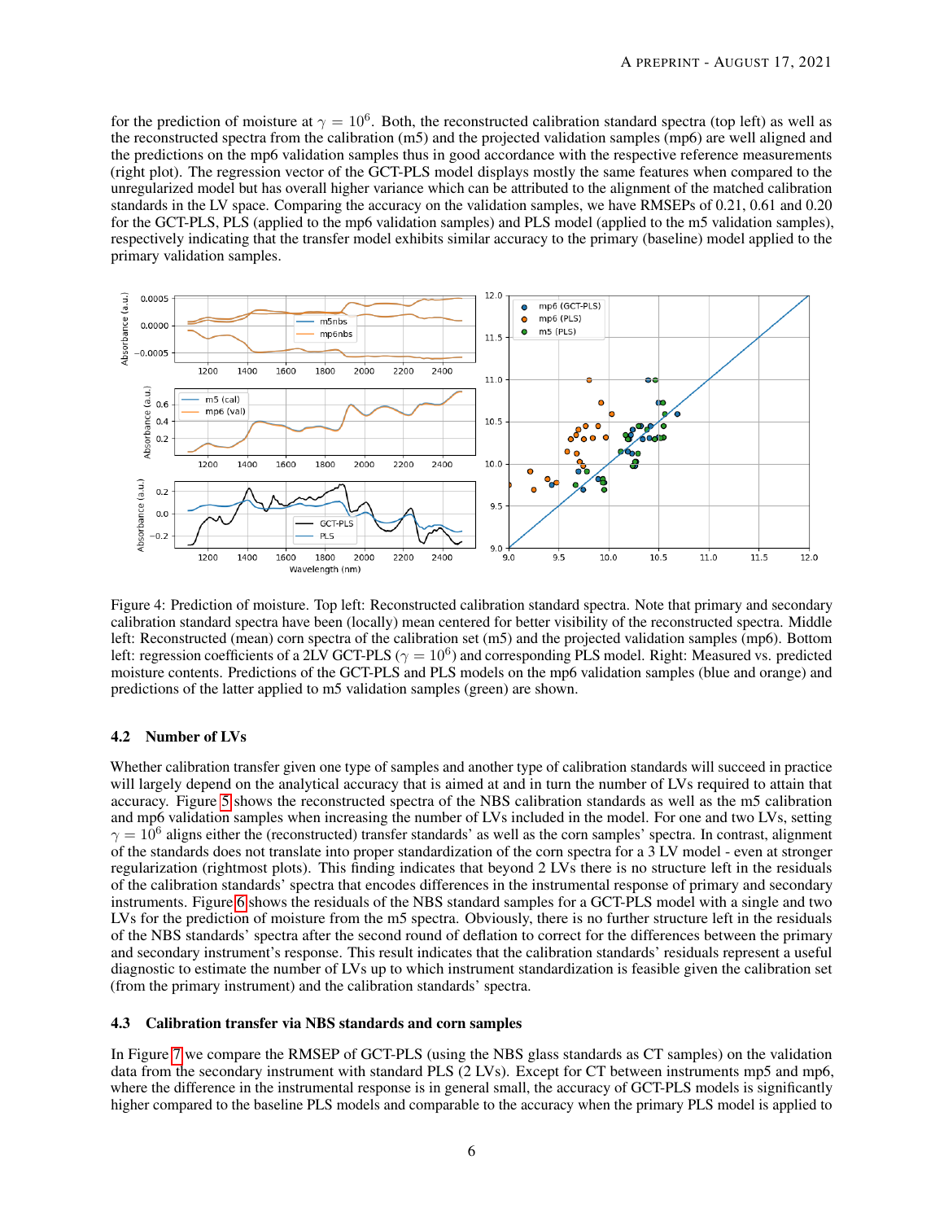for the prediction of moisture at $\gamma = 10^6$. Both, the reconstructed calibration standard spectra (top left) as well as the reconstructed spectra from the calibration (m5) and the projected validation samples (mp6) are well aligned and the predictions on the mp6 validation samples thus in good accordance with the respective reference measurements (right plot). The regression vector of the GCT-PLS model displays mostly the same features when compared to the unregularized model but has overall higher variance which can be attributed to the alignment of the matched calibration standards in the LV space. Comparing the accuracy on the validation samples, we have RMSEPs of 0.21, 0.61 and 0.20 for the GCT-PLS, PLS (applied to the mp6 validation samples) and PLS model (applied to the m5 validation samples), respectively indicating that the transfer model exhibits similar accuracy to the primary (baseline) model applied to the primary validation samples.

Figure 4: Prediction of moisture. Top left: Reconstructed calibration standard spectra. Note that primary and secondary calibration standard spectra have been (locally) mean centered for better visibility of the reconstructed spectra. Middle left: Reconstructed (mean) corn spectra of the calibration set (m5) and the projected validation samples (mp6). Bottom left: regression coefficients of a 2LV GCT-PLS ($\gamma = 10^6$) and corresponding PLS model. Right: Measured vs. predicted moisture contents. Predictions of the GCT-PLS and PLS models on the mp6 validation samples (blue and orange) and predictions of the latter applied to m5 validation samples (green) are shown.

### 4.2 Number of LVs

Whether calibration transfer given one type of samples and another type of calibration standards will succeed in practice will largely depend on the analytical accuracy that is aimed at and in turn the number of LVs required to attain that accuracy. Figure 5 shows the reconstructed spectra of the NBS calibration standards as well as the m5 calibration and mp6 validation samples when increasing the number of LVs included in the model. For one and two LVs, setting $\gamma = 10^6$ aligns either the (reconstructed) transfer standards' as well as the corn samples' spectra. In contrast, alignment of the standards does not translate into proper standardization of the corn spectra for a 3 LV model - even at stronger regularization (rightmost plots). This finding indicates that beyond 2 LVs there is no structure left in the residuals of the calibration standards' spectra that encodes differences in the instrumental response of primary and secondary instruments. Figure 6 shows the residuals of the NBS standard samples for a GCT-PLS model with a single and two LVs for the prediction of moisture from the m5 spectra. Obviously, there is no further structure left in the residuals of the NBS standards' spectra after the second round of deflation to correct for the differences between the primary and secondary instrument's response. This result indicates that the calibration standards' residuals represent a useful diagnostic to estimate the number of LVs up to which instrument standardization is feasible given the calibration set (from the primary instrument) and the calibration standards' spectra.

### 4.3 Calibration transfer via NBS standards and corn samples

In Figure 7 we compare the RMSEP of GCT-PLS (using the NBS glass standards as CT samples) on the validation data from the secondary instrument with standard PLS (2 LVs). Except for CT between instruments mp5 and mp6, where the difference in the instrumental response is in general small, the accuracy of GCT-PLS models is significantly higher compared to the baseline PLS models and comparable to the accuracy when the primary PLS model is applied to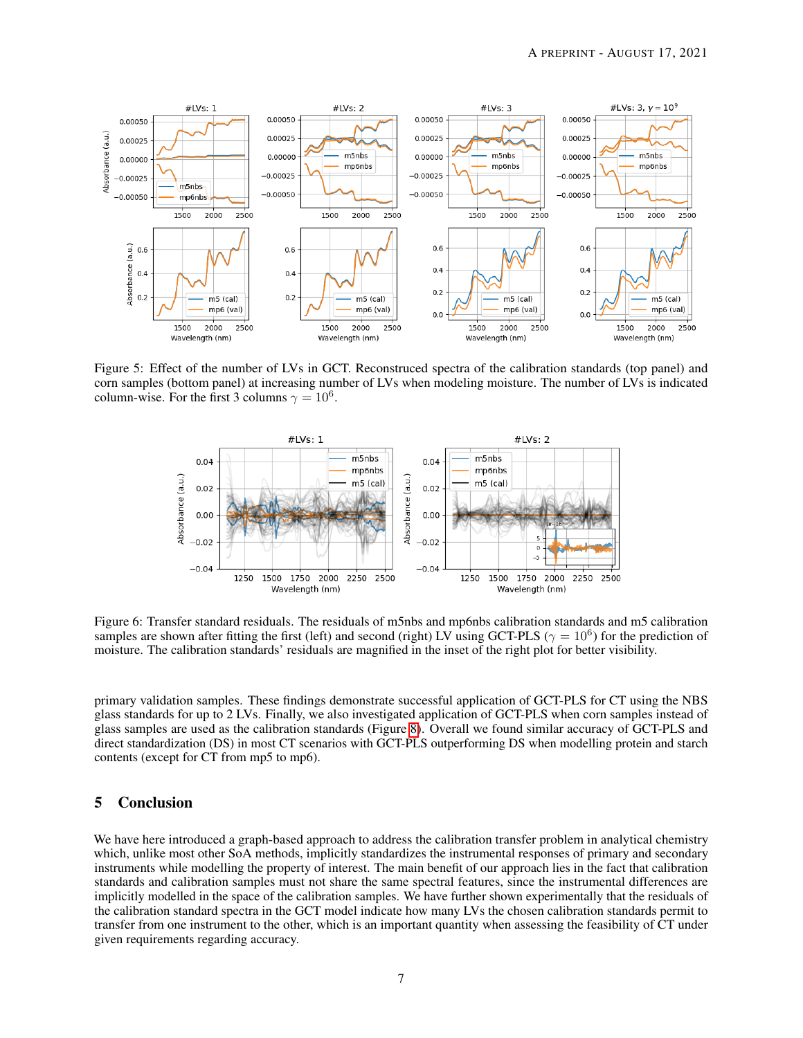Figure 5: Effect of the number of LVs in GCT. Reconstruced spectra of the calibration standards (top panel) and corn samples (bottom panel) at increasing number of LVs when modeling moisture. The number of LVs is indicated column-wise. For the first 3 columns $\gamma = 10^6$.

Figure 6: Transfer standard residuals. The residuals of m5nbs and mp6nbs calibration standards and m5 calibration samples are shown after fitting the first (left) and second (right) LV using GCT-PLS ($\gamma = 10^6$) for the prediction of moisture. The calibration standards' residuals are magnified in the inset of the right plot for better visibility.

primary validation samples. These findings demonstrate successful application of GCT-PLS for CT using the NBS glass standards for up to 2 LVs. Finally, we also investigated application of GCT-PLS when corn samples instead of glass samples are used as the calibration standards (Figure 8). Overall we found similar accuracy of GCT-PLS and direct standardization (DS) in most CT scenarios with GCT-PLS outperforming DS when modelling protein and starch contents (except for CT from mp5 to mp6).

## 5 Conclusion

We have here introduced a graph-based approach to address the calibration transfer problem in analytical chemistry which, unlike most other SoA methods, implicitly standardizes the instrumental responses of primary and secondary instruments while modelling the property of interest. The main benefit of our approach lies in the fact that calibration standards and calibration samples must not share the same spectral features, since the instrumental differences are implicitly modelled in the space of the calibration samples. We have further shown experimentally that the residuals of the calibration standard spectra in the GCT model indicate how many LVs the chosen calibration standards permit to transfer from one instrument to the other, which is an important quantity when assessing the feasibility of CT under given requirements regarding accuracy.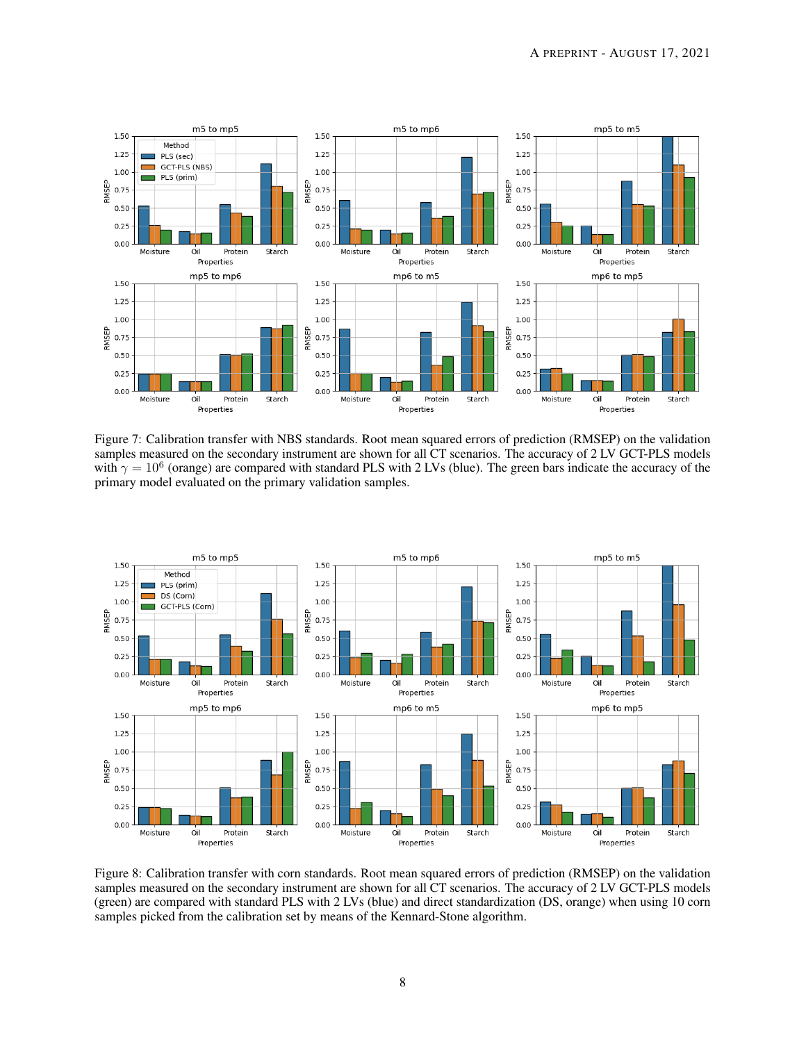Figure 7: Calibration transfer with NBS standards. Root mean squared errors of prediction (RMSEP) on the validation samples measured on the secondary instrument are shown for all CT scenarios. The accuracy of 2 LV GCT-PLS models with $\gamma = 10^6$ (orange) are compared with standard PLS with 2 LVs (blue). The green bars indicate the accuracy of the primary model evaluated on the primary validation samples.

Figure 8: Calibration transfer with corn standards. Root mean squared errors of prediction (RMSEP) on the validation samples measured on the secondary instrument are shown for all CT scenarios. The accuracy of 2 LV GCT-PLS models (green) are compared with standard PLS with 2 LVs (blue) and direct standardization (DS, orange) when using 10 corn samples picked from the calibration set by means of the Kennard-Stone algorithm.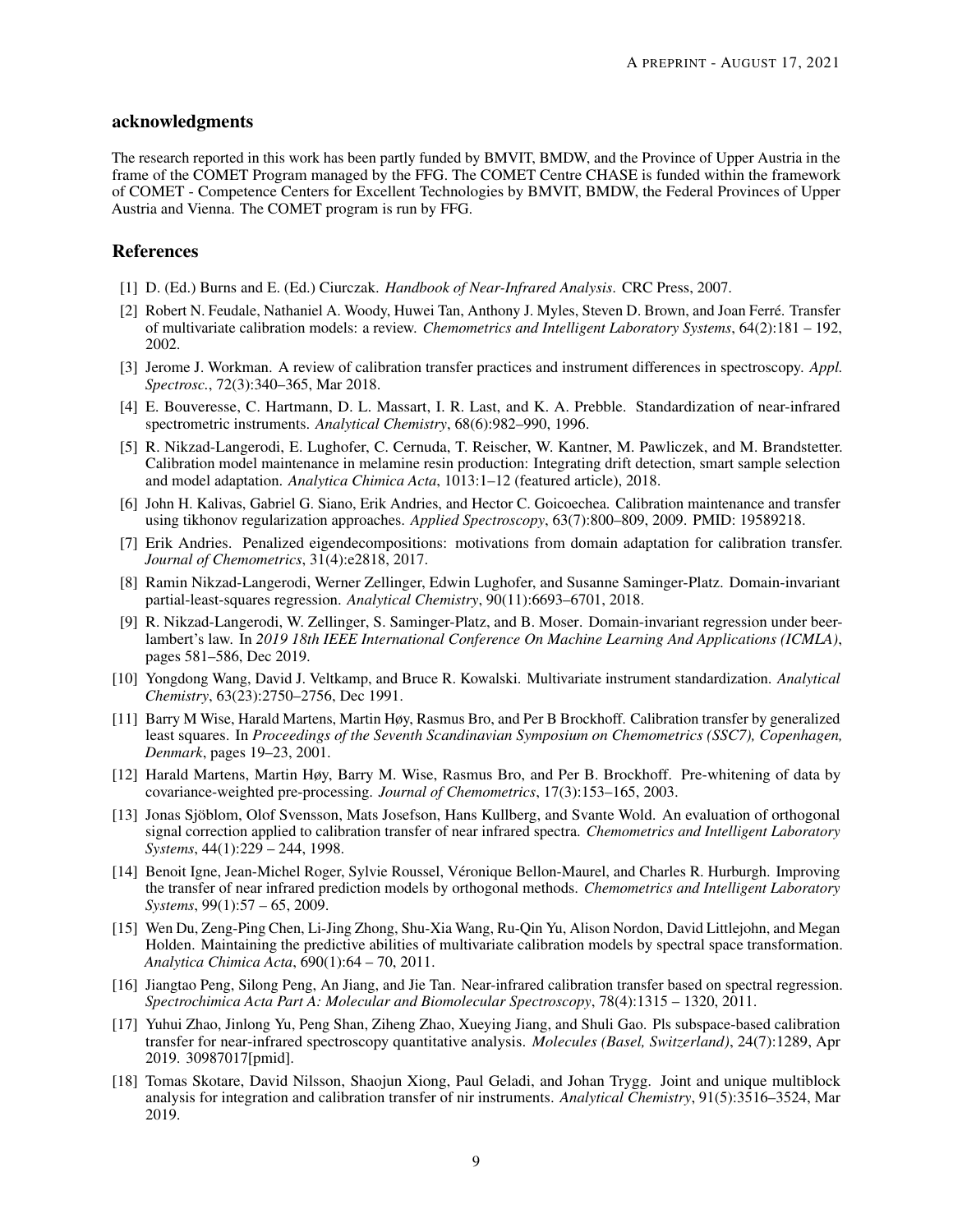## acknowledgments

The research reported in this work has been partly funded by BMVIT, BMDW, and the Province of Upper Austria in the frame of the COMET Program managed by the FFG. The COMET Centre CHASE is funded within the framework of COMET - Competence Centers for Excellent Technologies by BMVIT, BMDW, the Federal Provinces of Upper Austria and Vienna. The COMET program is run by FFG.

## References

[1] D. (Ed.) Burns and E. (Ed.) Ciurczak. *Handbook of Near-Infrared Analysis*. CRC Press, 2007.

[2] Robert N. Feudale, Nathaniel A. Woody, Huwei Tan, Anthony J. Myles, Steven D. Brown, and Joan Ferré. Transfer of multivariate calibration models: a review. *Chemometrics and Intelligent Laboratory Systems*, 64(2):181 – 192, 2002.

[3] Jerome J. Workman. A review of calibration transfer practices and instrument differences in spectroscopy. *Appl. Spectrosc.*, 72(3):340–365, Mar 2018.

[4] E. Bouveresse, C. Hartmann, D. L. Massart, I. R. Last, and K. A. Prebble. Standardization of near-infrared spectrometric instruments. *Analytical Chemistry*, 68(6):982–990, 1996.

[5] R. Nikzad-Langerodi, E. Lughofer, C. Cernuda, T. Reischer, W. Kantner, M. Pawliczek, and M. Brandstetter. Calibration model maintenance in melamine resin production: Integrating drift detection, smart sample selection and model adaptation. *Analytica Chimica Acta*, 1013:1–12 (featured article), 2018.

[6] John H. Kalivas, Gabriel G. Siano, Erik Andries, and Hector C. Goicoechea. Calibration maintenance and transfer using tikhonov regularization approaches. *Applied Spectroscopy*, 63(7):800–809, 2009. PMID: 19589218.

[7] Erik Andries. Penalized eigendecompositions: motivations from domain adaptation for calibration transfer. *Journal of Chemometrics*, 31(4):e2818, 2017.

[8] Ramin Nikzad-Langerodi, Werner Zellinger, Edwin Lughofer, and Susanne Saminger-Platz. Domain-invariant partial-least-squares regression. *Analytical Chemistry*, 90(11):6693–6701, 2018.

[9] R. Nikzad-Langerodi, W. Zellinger, S. Saminger-Platz, and B. Moser. Domain-invariant regression under beer-lambert's law. In *2019 18th IEEE International Conference On Machine Learning And Applications (ICMLA)*, pages 581–586, Dec 2019.

[10] Yongdong Wang, David J. Veltkamp, and Bruce R. Kowalski. Multivariate instrument standardization. *Analytical Chemistry*, 63(23):2750–2756, Dec 1991.

[11] Barry M Wise, Harald Martens, Martin Høy, Rasmus Bro, and Per B Brockhoff. Calibration transfer by generalized least squares. In *Proceedings of the Seventh Scandinavian Symposium on Chemometrics (SSC7), Copenhagen, Denmark*, pages 19–23, 2001.

[12] Harald Martens, Martin Høy, Barry M. Wise, Rasmus Bro, and Per B. Brockhoff. Pre-whitening of data by covariance-weighted pre-processing. *Journal of Chemometrics*, 17(3):153–165, 2003.

[13] Jonas Sjöblom, Olof Svensson, Mats Josefson, Hans Kullberg, and Svante Wold. An evaluation of orthogonal signal correction applied to calibration transfer of near infrared spectra. *Chemometrics and Intelligent Laboratory Systems*, 44(1):229 – 244, 1998.

[14] Benoit Igne, Jean-Michel Roger, Sylvie Roussel, Véronique Bellon-Maurel, and Charles R. Hurburgh. Improving the transfer of near infrared prediction models by orthogonal methods. *Chemometrics and Intelligent Laboratory Systems*, 99(1):57 – 65, 2009.

[15] Wen Du, Zeng-Ping Chen, Li-Jing Zhong, Shu-Xia Wang, Ru-Qin Yu, Alison Nordon, David Littlejohn, and Megan Holden. Maintaining the predictive abilities of multivariate calibration models by spectral space transformation. *Analytica Chimica Acta*, 690(1):64 – 70, 2011.

[16] Jiangtao Peng, Silong Peng, An Jiang, and Jie Tan. Near-infrared calibration transfer based on spectral regression. *Spectrochimica Acta Part A: Molecular and Biomolecular Spectroscopy*, 78(4):1315 – 1320, 2011.

[17] Yuhui Zhao, Jinlong Yu, Peng Shan, Ziheng Zhao, Xueying Jiang, and Shuli Gao. Pls subspace-based calibration transfer for near-infrared spectroscopy quantitative analysis. *Molecules (Basel, Switzerland)*, 24(7):1289, Apr 2019. 30987017[pmid].

[18] Tomas Skotare, David Nilsson, Shaojun Xiong, Paul Geladi, and Johan Trygg. Joint and unique multiblock analysis for integration and calibration transfer of nir instruments. *Analytical Chemistry*, 91(5):3516–3524, Mar 2019.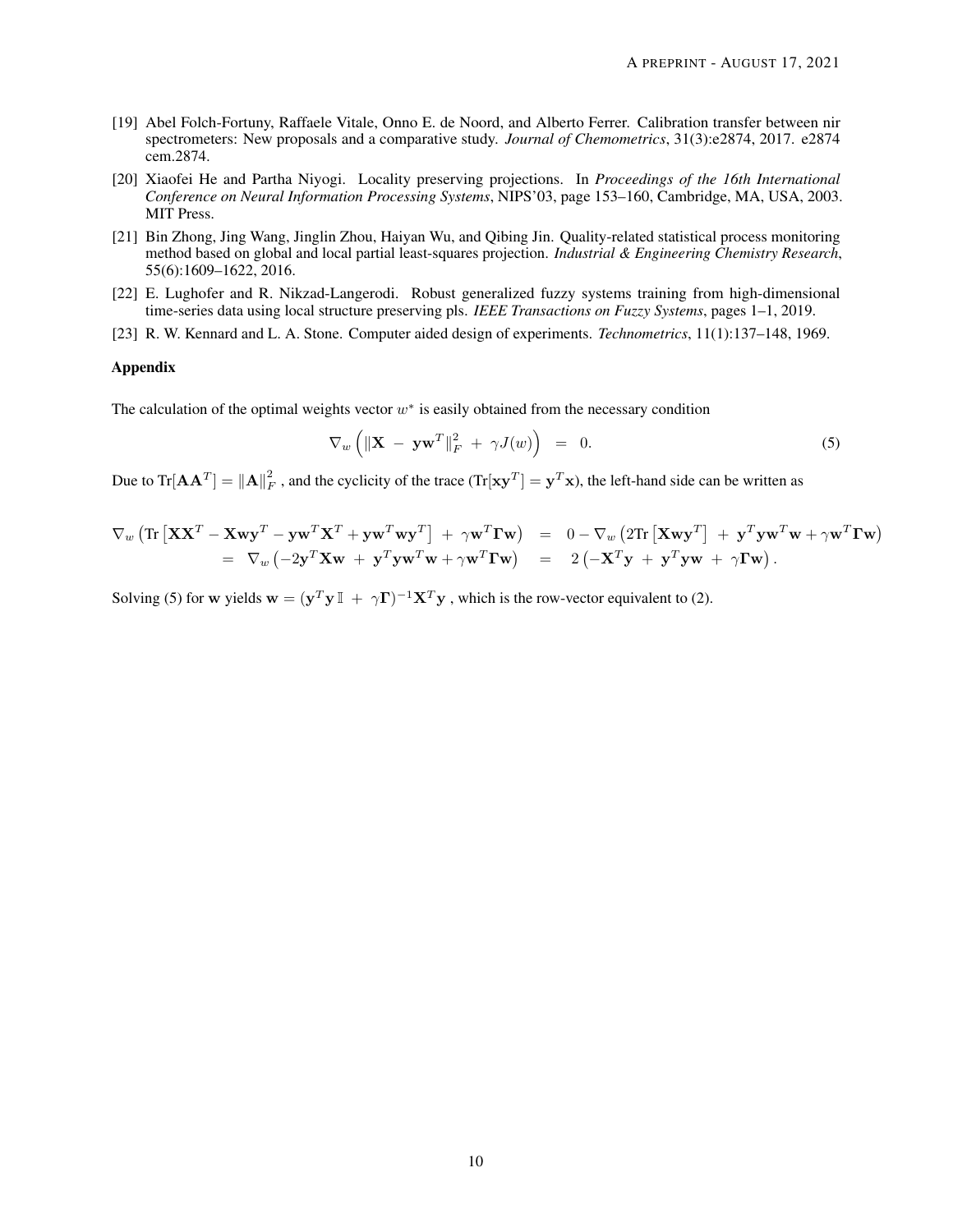[19] Abel Folch-Fortuny, Raffaele Vitale, Onno E. de Noord, and Alberto Ferrer. Calibration transfer between nir spectrometers: New proposals and a comparative study. *Journal of Chemometrics*, 31(3):e2874, 2017. e2874 cem.2874.

[20] Xiaofei He and Partha Niyogi. Locality preserving projections. In *Proceedings of the 16th International Conference on Neural Information Processing Systems*, NIPS'03, page 153–160, Cambridge, MA, USA, 2003. MIT Press.

[21] Bin Zhong, Jing Wang, Jinglin Zhou, Haiyan Wu, and Qibing Jin. Quality-related statistical process monitoring method based on global and local partial least-squares projection. *Industrial & Engineering Chemistry Research*, 55(6):1609–1622, 2016.

[22] E. Lughofer and R. Nikzad-Langerodi. Robust generalized fuzzy systems training from high-dimensional time-series data using local structure preserving pls. *IEEE Transactions on Fuzzy Systems*, pages 1–1, 2019.

[23] R. W. Kennard and L. A. Stone. Computer aided design of experiments. *Technometrics*, 11(1):137–148, 1969.

## Appendix

The calculation of the optimal weights vector $w^*$ is easily obtained from the necessary condition

$$\nabla_w \left( \|\mathbf{X} \; - \; \mathbf{y}\mathbf{w}^T\|_F^2 \; + \; \gamma J(w) \right) \;\; = \;\; 0. \tag{5}$$

Due to $\text{Tr}[\mathbf{A}\mathbf{A}^T] = \|\mathbf{A}\|_F^2$, and the cyclicity of the trace ($\text{Tr}[\mathbf{x}\mathbf{y}^T] = \mathbf{y}^T\mathbf{x}$), the left-hand side can be written as

$$\begin{aligned}
\nabla_w \left( \text{Tr}\left[\mathbf{X}\mathbf{X}^T - \mathbf{X}\mathbf{w}\mathbf{y}^T - \mathbf{y}\mathbf{w}^T\mathbf{X}^T + \mathbf{y}\mathbf{w}^T\mathbf{w}\mathbf{y}^T\right] \; + \; \gamma\mathbf{w}^T\mathbf{\Gamma}\mathbf{w} \right) \;\; &= \;\; 0 - \nabla_w \left( 2\text{Tr}\left[\mathbf{X}\mathbf{w}\mathbf{y}^T\right] \; + \; \mathbf{y}^T\mathbf{y}\mathbf{w}^T\mathbf{w} + \gamma\mathbf{w}^T\mathbf{\Gamma}\mathbf{w} \right) \\
= \;\; \nabla_w \left( -2\mathbf{y}^T\mathbf{X}\mathbf{w} \; + \; \mathbf{y}^T\mathbf{y}\mathbf{w}^T\mathbf{w} + \gamma\mathbf{w}^T\mathbf{\Gamma}\mathbf{w} \right) \;\; &= \;\; 2\left( -\mathbf{X}^T\mathbf{y} \; + \; \mathbf{y}^T\mathbf{y}\mathbf{w} \; + \; \gamma\mathbf{\Gamma}\mathbf{w} \right).
\end{aligned}$$

Solving (5) for $\mathbf{w}$ yields $\mathbf{w} = (\mathbf{y}^T\mathbf{y}\,\mathbb{I} \; + \; \gamma\mathbf{\Gamma})^{-1}\mathbf{X}^T\mathbf{y}$, which is the row-vector equivalent to (2).